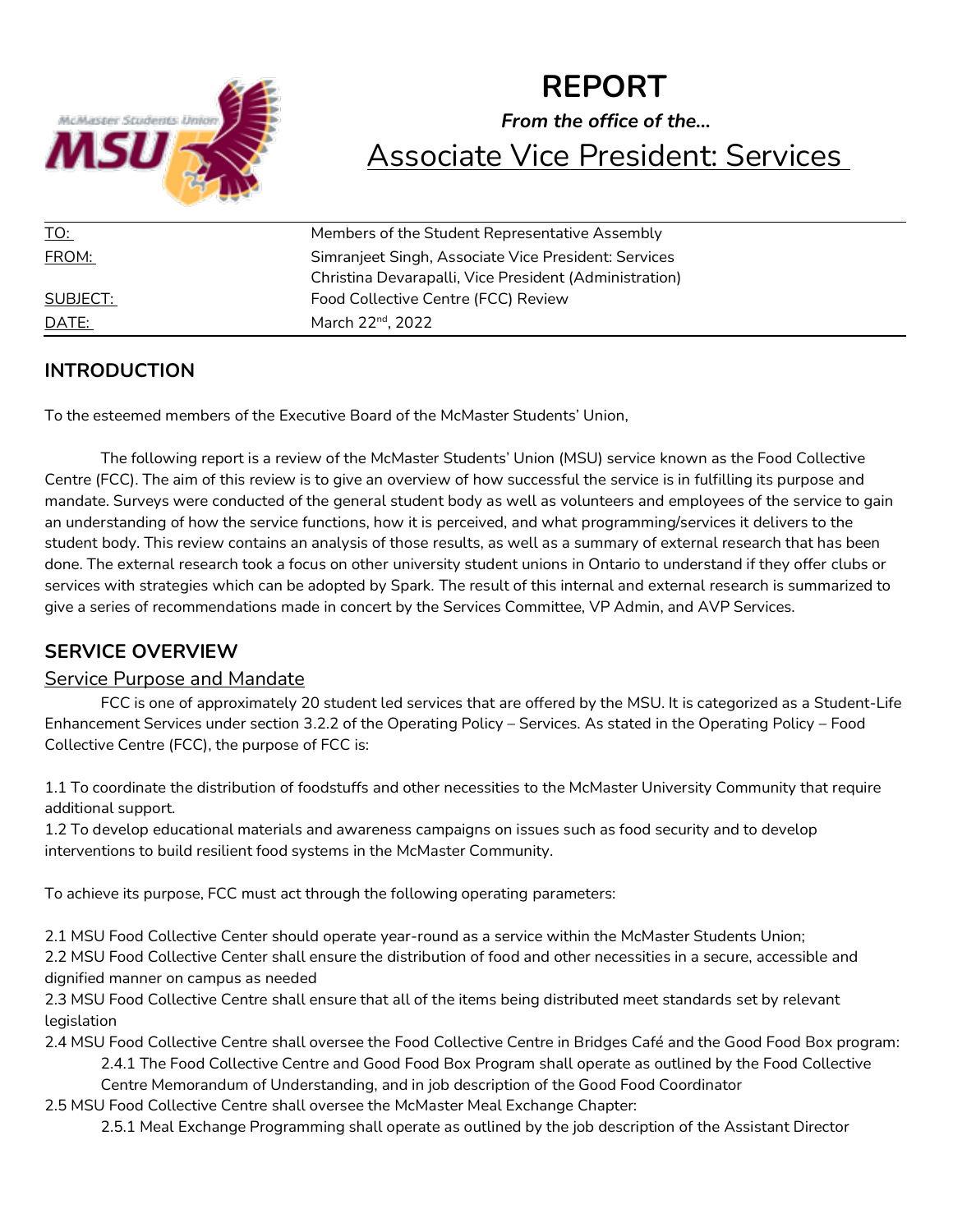# REPORT

***From the office of the…***

## Associate Vice President: Services

| | |
|---|---|
| TO: | Members of the Student Representative Assembly |
| FROM: | Simranjeet Singh, Associate Vice President: Services<br>Christina Devarapalli, Vice President (Administration) |
| SUBJECT: | Food Collective Centre (FCC) Review |
| DATE: | March 22nd, 2022 |

## INTRODUCTION

To the esteemed members of the Executive Board of the McMaster Students' Union,

The following report is a review of the McMaster Students' Union (MSU) service known as the Food Collective Centre (FCC). The aim of this review is to give an overview of how successful the service is in fulfilling its purpose and mandate. Surveys were conducted of the general student body as well as volunteers and employees of the service to gain an understanding of how the service functions, how it is perceived, and what programming/services it delivers to the student body. This review contains an analysis of those results, as well as a summary of external research that has been done. The external research took a focus on other university student unions in Ontario to understand if they offer clubs or services with strategies which can be adopted by Spark. The result of this internal and external research is summarized to give a series of recommendations made in concert by the Services Committee, VP Admin, and AVP Services.

## SERVICE OVERVIEW

### Service Purpose and Mandate

FCC is one of approximately 20 student led services that are offered by the MSU. It is categorized as a Student-Life Enhancement Services under section 3.2.2 of the Operating Policy – Services. As stated in the Operating Policy – Food Collective Centre (FCC), the purpose of FCC is:

1.1 To coordinate the distribution of foodstuffs and other necessities to the McMaster University Community that require additional support.
1.2 To develop educational materials and awareness campaigns on issues such as food security and to develop interventions to build resilient food systems in the McMaster Community.

To achieve its purpose, FCC must act through the following operating parameters:

2.1 MSU Food Collective Center should operate year-round as a service within the McMaster Students Union;
2.2 MSU Food Collective Center shall ensure the distribution of food and other necessities in a secure, accessible and dignified manner on campus as needed
2.3 MSU Food Collective Centre shall ensure that all of the items being distributed meet standards set by relevant legislation
2.4 MSU Food Collective Centre shall oversee the Food Collective Centre in Bridges Café and the Good Food Box program:
  2.4.1 The Food Collective Centre and Good Food Box Program shall operate as outlined by the Food Collective Centre Memorandum of Understanding, and in job description of the Good Food Coordinator
2.5 MSU Food Collective Centre shall oversee the McMaster Meal Exchange Chapter:
  2.5.1 Meal Exchange Programming shall operate as outlined by the job description of the Assistant Director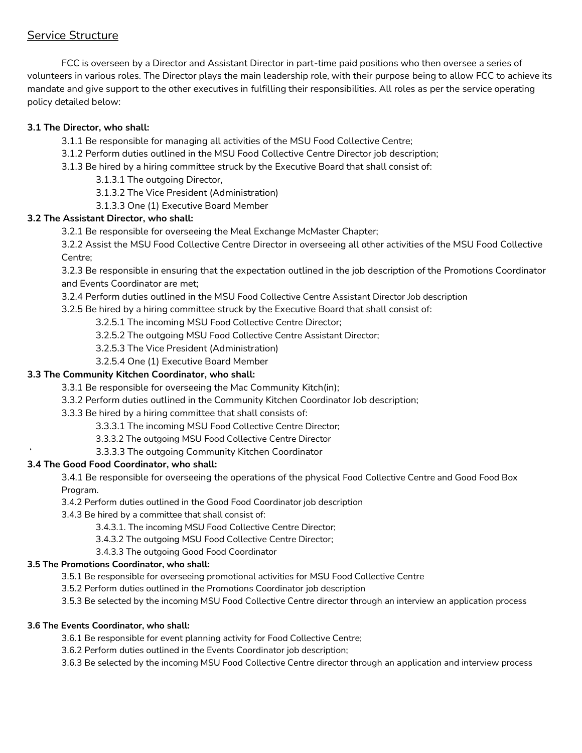## Service Structure

FCC is overseen by a Director and Assistant Director in part-time paid positions who then oversee a series of volunteers in various roles. The Director plays the main leadership role, with their purpose being to allow FCC to achieve its mandate and give support to the other executives in fulfilling their responsibilities. All roles as per the service operating policy detailed below:

**3.1 The Director, who shall:**

3.1.1 Be responsible for managing all activities of the MSU Food Collective Centre;

3.1.2 Perform duties outlined in the MSU Food Collective Centre Director job description;

3.1.3 Be hired by a hiring committee struck by the Executive Board that shall consist of:

3.1.3.1 The outgoing Director,

3.1.3.2 The Vice President (Administration)

3.1.3.3 One (1) Executive Board Member

**3.2 The Assistant Director, who shall:**

3.2.1 Be responsible for overseeing the Meal Exchange McMaster Chapter;

3.2.2 Assist the MSU Food Collective Centre Director in overseeing all other activities of the MSU Food Collective Centre;

3.2.3 Be responsible in ensuring that the expectation outlined in the job description of the Promotions Coordinator and Events Coordinator are met;

3.2.4 Perform duties outlined in the MSU Food Collective Centre Assistant Director Job description

3.2.5 Be hired by a hiring committee struck by the Executive Board that shall consist of:

3.2.5.1 The incoming MSU Food Collective Centre Director;

3.2.5.2 The outgoing MSU Food Collective Centre Assistant Director;

3.2.5.3 The Vice President (Administration)

3.2.5.4 One (1) Executive Board Member

**3.3 The Community Kitchen Coordinator, who shall:**

3.3.1 Be responsible for overseeing the Mac Community Kitch(in);

3.3.2 Perform duties outlined in the Community Kitchen Coordinator Job description;

3.3.3 Be hired by a hiring committee that shall consists of:

3.3.3.1 The incoming MSU Food Collective Centre Director;

3.3.3.2 The outgoing MSU Food Collective Centre Director

3.3.3.3 The outgoing Community Kitchen Coordinator

**3.4 The Good Food Coordinator, who shall:**

3.4.1 Be responsible for overseeing the operations of the physical Food Collective Centre and Good Food Box Program.

3.4.2 Perform duties outlined in the Good Food Coordinator job description

3.4.3 Be hired by a committee that shall consist of:

3.4.3.1. The incoming MSU Food Collective Centre Director;

3.4.3.2 The outgoing MSU Food Collective Centre Director;

3.4.3.3 The outgoing Good Food Coordinator

**3.5 The Promotions Coordinator, who shall:**

3.5.1 Be responsible for overseeing promotional activities for MSU Food Collective Centre

3.5.2 Perform duties outlined in the Promotions Coordinator job description

3.5.3 Be selected by the incoming MSU Food Collective Centre director through an interview an application process

**3.6 The Events Coordinator, who shall:**

3.6.1 Be responsible for event planning activity for Food Collective Centre;

3.6.2 Perform duties outlined in the Events Coordinator job description;

3.6.3 Be selected by the incoming MSU Food Collective Centre director through an application and interview process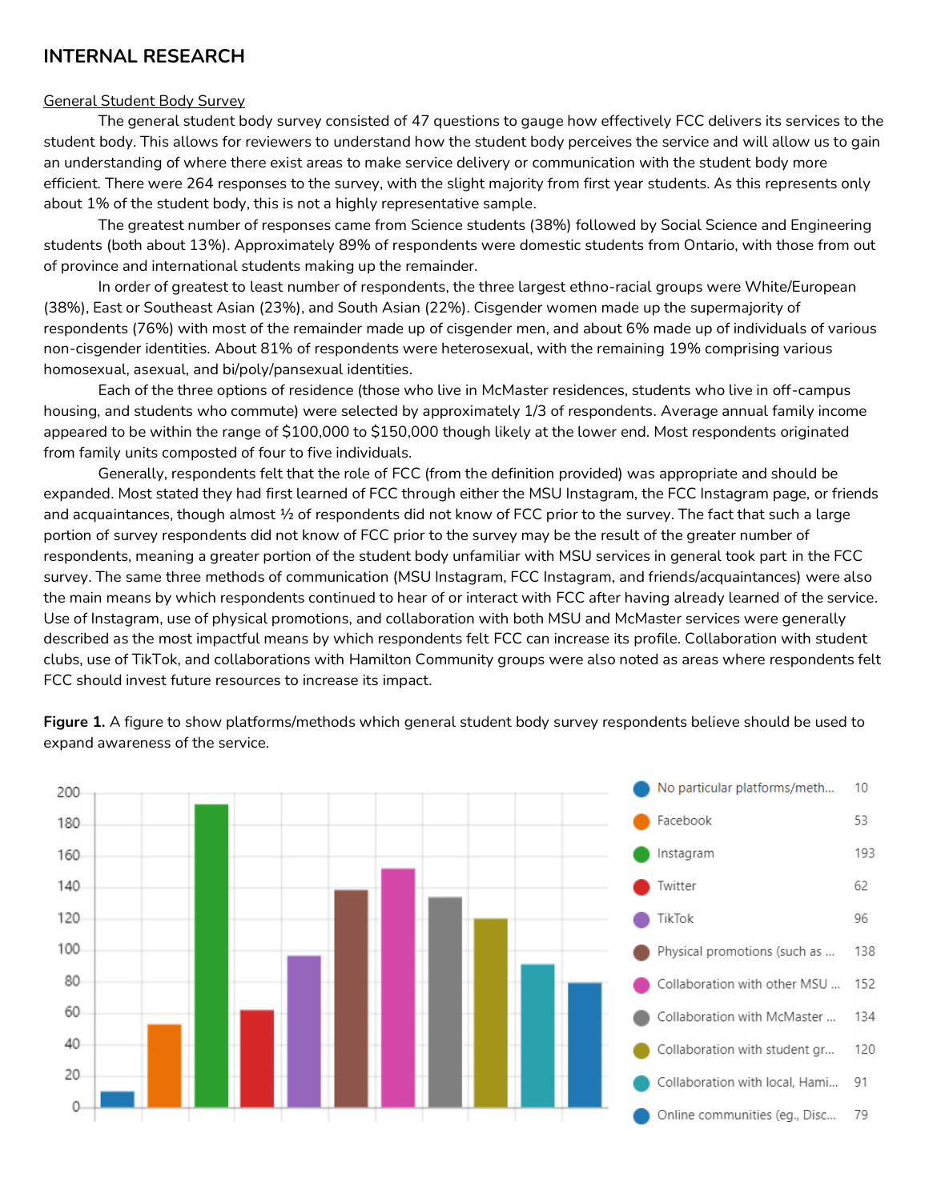## INTERNAL RESEARCH

General Student Body Survey

The general student body survey consisted of 47 questions to gauge how effectively FCC delivers its services to the student body. This allows for reviewers to understand how the student body perceives the service and will allow us to gain an understanding of where there exist areas to make service delivery or communication with the student body more efficient. There were 264 responses to the survey, with the slight majority from first year students. As this represents only about 1% of the student body, this is not a highly representative sample.

The greatest number of responses came from Science students (38%) followed by Social Science and Engineering students (both about 13%). Approximately 89% of respondents were domestic students from Ontario, with those from out of province and international students making up the remainder.

In order of greatest to least number of respondents, the three largest ethno-racial groups were White/European (38%), East or Southeast Asian (23%), and South Asian (22%). Cisgender women made up the supermajority of respondents (76%) with most of the remainder made up of cisgender men, and about 6% made up of individuals of various non-cisgender identities. About 81% of respondents were heterosexual, with the remaining 19% comprising various homosexual, asexual, and bi/poly/pansexual identities.

Each of the three options of residence (those who live in McMaster residences, students who live in off-campus housing, and students who commute) were selected by approximately 1/3 of respondents. Average annual family income appeared to be within the range of $100,000 to $150,000 though likely at the lower end. Most respondents originated from family units composted of four to five individuals.

Generally, respondents felt that the role of FCC (from the definition provided) was appropriate and should be expanded. Most stated they had first learned of FCC through either the MSU Instagram, the FCC Instagram page, or friends and acquaintances, though almost ½ of respondents did not know of FCC prior to the survey. The fact that such a large portion of survey respondents did not know of FCC prior to the survey may be the result of the greater number of respondents, meaning a greater portion of the student body unfamiliar with MSU services in general took part in the FCC survey. The same three methods of communication (MSU Instagram, FCC Instagram, and friends/acquaintances) were also the main means by which respondents continued to hear of or interact with FCC after having already learned of the service. Use of Instagram, use of physical promotions, and collaboration with both MSU and McMaster services were generally described as the most impactful means by which respondents felt FCC can increase its profile. Collaboration with student clubs, use of TikTok, and collaborations with Hamilton Community groups were also noted as areas where respondents felt FCC should invest future resources to increase its impact.

**Figure 1.** A figure to show platforms/methods which general student body survey respondents believe should be used to expand awareness of the service.

| Platform/Method | Responses |
|---|---|
| No particular platforms/meth... | 10 |
| Facebook | 53 |
| Instagram | 193 |
| Twitter | 62 |
| TikTok | 96 |
| Physical promotions (such as ... | 138 |
| Collaboration with other MSU ... | 152 |
| Collaboration with McMaster ... | 134 |
| Collaboration with student gr... | 120 |
| Collaboration with local, Hami... | 91 |
| Online communities (eg., Disc... | 79 |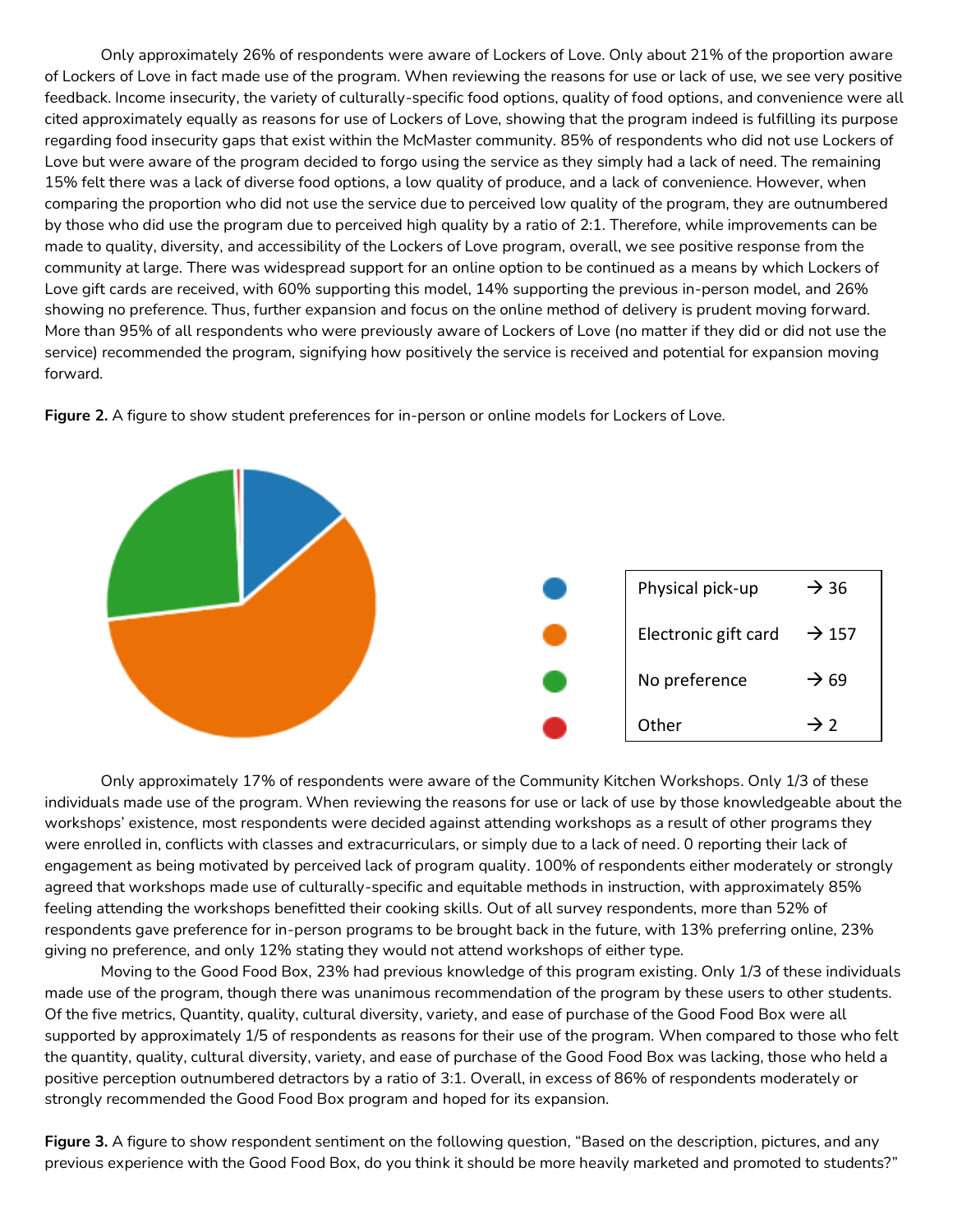Only approximately 26% of respondents were aware of Lockers of Love. Only about 21% of the proportion aware of Lockers of Love in fact made use of the program. When reviewing the reasons for use or lack of use, we see very positive feedback. Income insecurity, the variety of culturally-specific food options, quality of food options, and convenience were all cited approximately equally as reasons for use of Lockers of Love, showing that the program indeed is fulfilling its purpose regarding food insecurity gaps that exist within the McMaster community. 85% of respondents who did not use Lockers of Love but were aware of the program decided to forgo using the service as they simply had a lack of need. The remaining 15% felt there was a lack of diverse food options, a low quality of produce, and a lack of convenience. However, when comparing the proportion who did not use the service due to perceived low quality of the program, they are outnumbered by those who did use the program due to perceived high quality by a ratio of 2:1. Therefore, while improvements can be made to quality, diversity, and accessibility of the Lockers of Love program, overall, we see positive response from the community at large. There was widespread support for an online option to be continued as a means by which Lockers of Love gift cards are received, with 60% supporting this model, 14% supporting the previous in-person model, and 26% showing no preference. Thus, further expansion and focus on the online method of delivery is prudent moving forward. More than 95% of all respondents who were previously aware of Lockers of Love (no matter if they did or did not use the service) recommended the program, signifying how positively the service is received and potential for expansion moving forward.

**Figure 2.** A figure to show student preferences for in-person or online models for Lockers of Love.

| | |
|---|---|
| Physical pick-up | → 36 |
| Electronic gift card | → 157 |
| No preference | → 69 |
| Other | → 2 |

Only approximately 17% of respondents were aware of the Community Kitchen Workshops. Only 1/3 of these individuals made use of the program. When reviewing the reasons for use or lack of use by those knowledgeable about the workshops' existence, most respondents were decided against attending workshops as a result of other programs they were enrolled in, conflicts with classes and extracurriculars, or simply due to a lack of need. 0 reporting their lack of engagement as being motivated by perceived lack of program quality. 100% of respondents either moderately or strongly agreed that workshops made use of culturally-specific and equitable methods in instruction, with approximately 85% feeling attending the workshops benefitted their cooking skills. Out of all survey respondents, more than 52% of respondents gave preference for in-person programs to be brought back in the future, with 13% preferring online, 23% giving no preference, and only 12% stating they would not attend workshops of either type.

Moving to the Good Food Box, 23% had previous knowledge of this program existing. Only 1/3 of these individuals made use of the program, though there was unanimous recommendation of the program by these users to other students. Of the five metrics, Quantity, quality, cultural diversity, variety, and ease of purchase of the Good Food Box were all supported by approximately 1/5 of respondents as reasons for their use of the program. When compared to those who felt the quantity, quality, cultural diversity, variety, and ease of purchase of the Good Food Box was lacking, those who held a positive perception outnumbered detractors by a ratio of 3:1. Overall, in excess of 86% of respondents moderately or strongly recommended the Good Food Box program and hoped for its expansion.

**Figure 3.** A figure to show respondent sentiment on the following question, "Based on the description, pictures, and any previous experience with the Good Food Box, do you think it should be more heavily marketed and promoted to students?"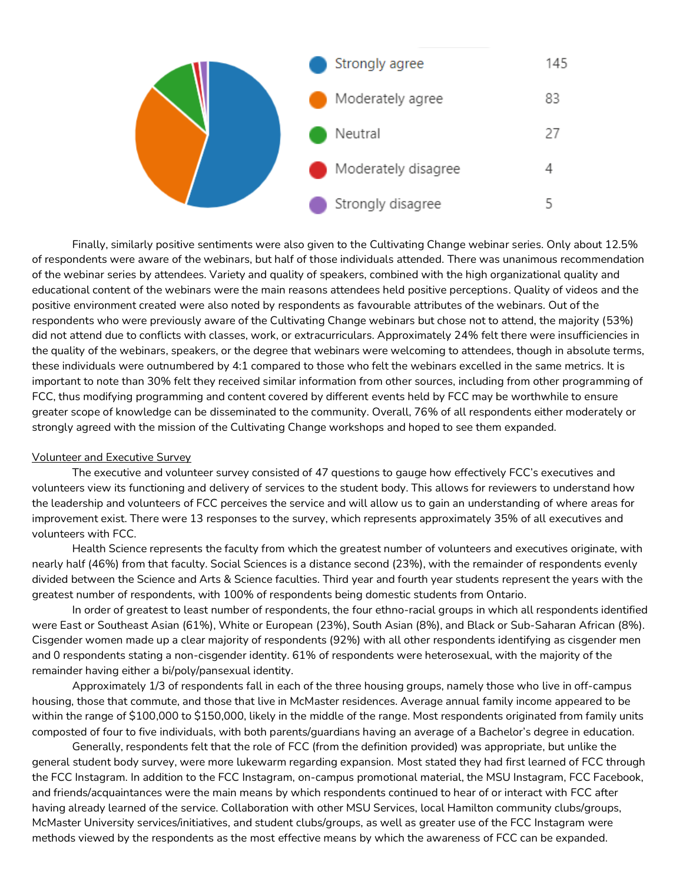| Response | Count |
| --- | --- |
| Strongly agree | 145 |
| Moderately agree | 83 |
| Neutral | 27 |
| Moderately disagree | 4 |
| Strongly disagree | 5 |

Finally, similarly positive sentiments were also given to the Cultivating Change webinar series. Only about 12.5% of respondents were aware of the webinars, but half of those individuals attended. There was unanimous recommendation of the webinar series by attendees. Variety and quality of speakers, combined with the high organizational quality and educational content of the webinars were the main reasons attendees held positive perceptions. Quality of videos and the positive environment created were also noted by respondents as favourable attributes of the webinars. Out of the respondents who were previously aware of the Cultivating Change webinars but chose not to attend, the majority (53%) did not attend due to conflicts with classes, work, or extracurriculars. Approximately 24% felt there were insufficiencies in the quality of the webinars, speakers, or the degree that webinars were welcoming to attendees, though in absolute terms, these individuals were outnumbered by 4:1 compared to those who felt the webinars excelled in the same metrics. It is important to note than 30% felt they received similar information from other sources, including from other programming of FCC, thus modifying programming and content covered by different events held by FCC may be worthwhile to ensure greater scope of knowledge can be disseminated to the community. Overall, 76% of all respondents either moderately or strongly agreed with the mission of the Cultivating Change workshops and hoped to see them expanded.

<u>Volunteer and Executive Survey</u>

The executive and volunteer survey consisted of 47 questions to gauge how effectively FCC's executives and volunteers view its functioning and delivery of services to the student body. This allows for reviewers to understand how the leadership and volunteers of FCC perceives the service and will allow us to gain an understanding of where areas for improvement exist. There were 13 responses to the survey, which represents approximately 35% of all executives and volunteers with FCC.

Health Science represents the faculty from which the greatest number of volunteers and executives originate, with nearly half (46%) from that faculty. Social Sciences is a distance second (23%), with the remainder of respondents evenly divided between the Science and Arts & Science faculties. Third year and fourth year students represent the years with the greatest number of respondents, with 100% of respondents being domestic students from Ontario.

In order of greatest to least number of respondents, the four ethno-racial groups in which all respondents identified were East or Southeast Asian (61%), White or European (23%), South Asian (8%), and Black or Sub-Saharan African (8%). Cisgender women made up a clear majority of respondents (92%) with all other respondents identifying as cisgender men and 0 respondents stating a non-cisgender identity. 61% of respondents were heterosexual, with the majority of the remainder having either a bi/poly/pansexual identity.

Approximately 1/3 of respondents fall in each of the three housing groups, namely those who live in off-campus housing, those that commute, and those that live in McMaster residences. Average annual family income appeared to be within the range of $100,000 to $150,000, likely in the middle of the range. Most respondents originated from family units composted of four to five individuals, with both parents/guardians having an average of a Bachelor's degree in education.

Generally, respondents felt that the role of FCC (from the definition provided) was appropriate, but unlike the general student body survey, were more lukewarm regarding expansion. Most stated they had first learned of FCC through the FCC Instagram. In addition to the FCC Instagram, on-campus promotional material, the MSU Instagram, FCC Facebook, and friends/acquaintances were the main means by which respondents continued to hear of or interact with FCC after having already learned of the service. Collaboration with other MSU Services, local Hamilton community clubs/groups, McMaster University services/initiatives, and student clubs/groups, as well as greater use of the FCC Instagram were methods viewed by the respondents as the most effective means by which the awareness of FCC can be expanded.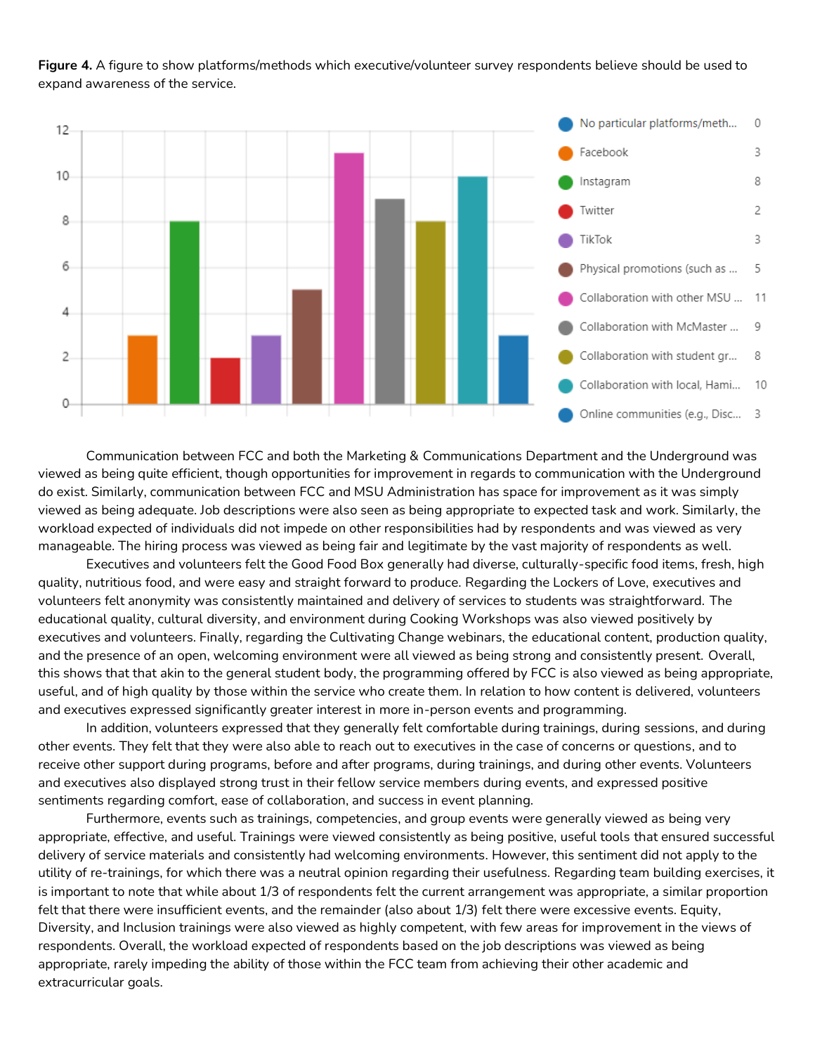**Figure 4.** A figure to show platforms/methods which executive/volunteer survey respondents believe should be used to expand awareness of the service.

| Platform/Method | Count |
|---|---|
| No particular platforms/meth... | 0 |
| Facebook | 3 |
| Instagram | 8 |
| Twitter | 2 |
| TikTok | 3 |
| Physical promotions (such as ... | 5 |
| Collaboration with other MSU ... | 11 |
| Collaboration with McMaster ... | 9 |
| Collaboration with student gr... | 8 |
| Collaboration with local, Hami... | 10 |
| Online communities (e.g., Disc... | 3 |

Communication between FCC and both the Marketing & Communications Department and the Underground was viewed as being quite efficient, though opportunities for improvement in regards to communication with the Underground do exist. Similarly, communication between FCC and MSU Administration has space for improvement as it was simply viewed as adequate. Job descriptions were also seen as being appropriate to expected task and work. Similarly, the workload expected of individuals did not impede on other responsibilities had by respondents and was viewed as very manageable. The hiring process was viewed as being fair and legitimate by the vast majority of respondents as well.

Executives and volunteers felt the Good Food Box generally had diverse, culturally-specific food items, fresh, high quality, nutritious food, and were easy and straight forward to produce. Regarding the Lockers of Love, executives and volunteers felt anonymity was consistently maintained and delivery of services to students was straightforward. The educational quality, cultural diversity, and environment during Cooking Workshops was also viewed positively by executives and volunteers. Finally, regarding the Cultivating Change webinars, the educational content, production quality, and the presence of an open, welcoming environment were all viewed as being strong and consistently present. Overall, this shows that that akin to the general student body, the programming offered by FCC is also viewed as being appropriate, useful, and of high quality by those within the service who create them. In relation to how content is delivered, volunteers and executives expressed significantly greater interest in more in-person events and programming.

In addition, volunteers expressed that they generally felt comfortable during trainings, during sessions, and during other events. They felt that they were also able to reach out to executives in the case of concerns or questions, and to receive other support during programs, before and after programs, during trainings, and during other events. Volunteers and executives also displayed strong trust in their fellow service members during events, and expressed positive sentiments regarding comfort, ease of collaboration, and success in event planning.

Furthermore, events such as trainings, competencies, and group events were generally viewed as being very appropriate, effective, and useful. Trainings were viewed consistently as being positive, useful tools that ensured successful delivery of service materials and consistently had welcoming environments. However, this sentiment did not apply to the utility of re-trainings, for which there was a neutral opinion regarding their usefulness. Regarding team building exercises, it is important to note that while about 1/3 of respondents felt the current arrangement was appropriate, a similar proportion felt that there were insufficient events, and the remainder (also about 1/3) felt there were excessive events. Equity, Diversity, and Inclusion trainings were also viewed as highly competent, with few areas for improvement in the views of respondents. Overall, the workload expected of respondents based on the job descriptions was viewed as being appropriate, rarely impeding the ability of those within the FCC team from achieving their other academic and extracurricular goals.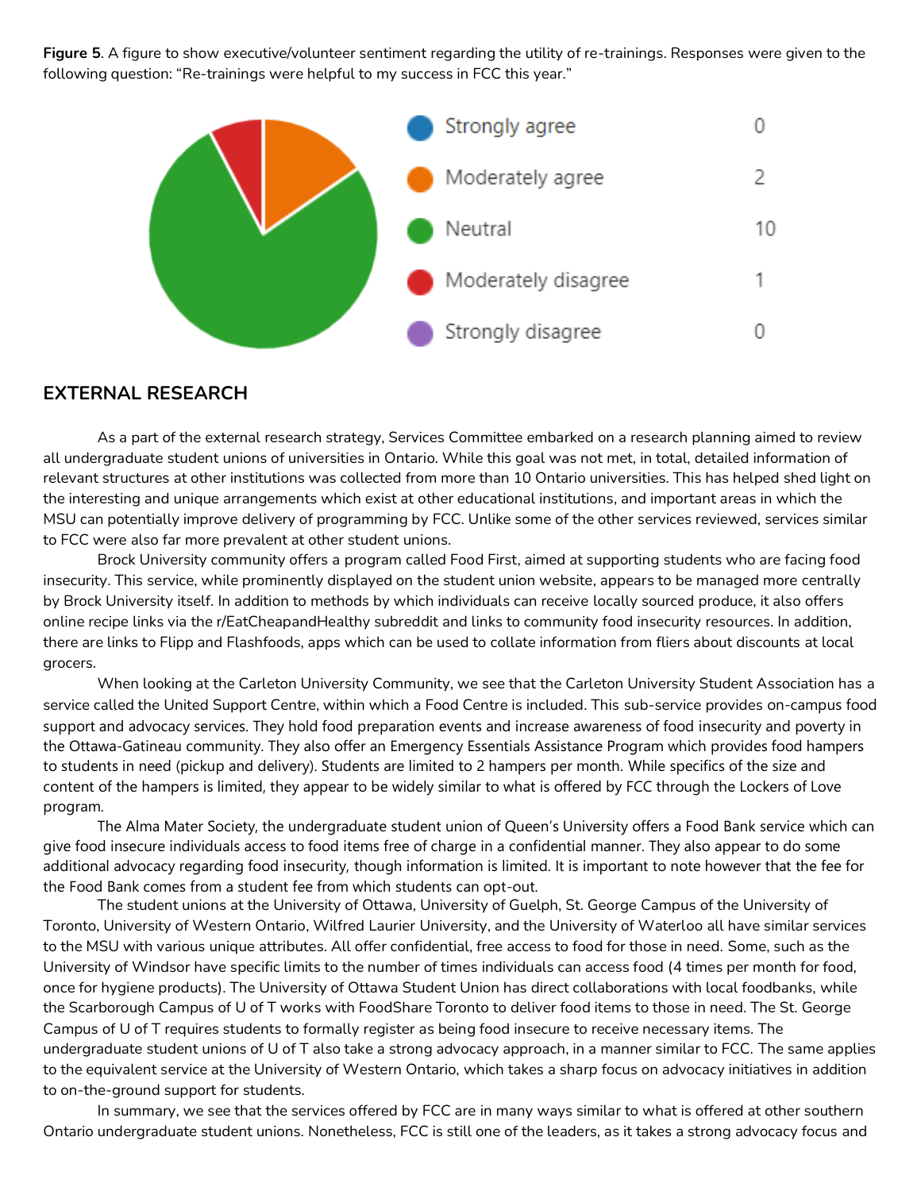**Figure 5**. A figure to show executive/volunteer sentiment regarding the utility of re-trainings. Responses were given to the following question: "Re-trainings were helpful to my success in FCC this year."

| Response | Count |
| --- | --- |
| Strongly agree | 0 |
| Moderately agree | 2 |
| Neutral | 10 |
| Moderately disagree | 1 |
| Strongly disagree | 0 |

## EXTERNAL RESEARCH

As a part of the external research strategy, Services Committee embarked on a research planning aimed to review all undergraduate student unions of universities in Ontario. While this goal was not met, in total, detailed information of relevant structures at other institutions was collected from more than 10 Ontario universities. This has helped shed light on the interesting and unique arrangements which exist at other educational institutions, and important areas in which the MSU can potentially improve delivery of programming by FCC. Unlike some of the other services reviewed, services similar to FCC were also far more prevalent at other student unions.

Brock University community offers a program called Food First, aimed at supporting students who are facing food insecurity. This service, while prominently displayed on the student union website, appears to be managed more centrally by Brock University itself. In addition to methods by which individuals can receive locally sourced produce, it also offers online recipe links via the r/EatCheapandHealthy subreddit and links to community food insecurity resources. In addition, there are links to Flipp and Flashfoods, apps which can be used to collate information from fliers about discounts at local grocers.

When looking at the Carleton University Community, we see that the Carleton University Student Association has a service called the United Support Centre, within which a Food Centre is included. This sub-service provides on-campus food support and advocacy services. They hold food preparation events and increase awareness of food insecurity and poverty in the Ottawa-Gatineau community. They also offer an Emergency Essentials Assistance Program which provides food hampers to students in need (pickup and delivery). Students are limited to 2 hampers per month. While specifics of the size and content of the hampers is limited, they appear to be widely similar to what is offered by FCC through the Lockers of Love program.

The Alma Mater Society, the undergraduate student union of Queen's University offers a Food Bank service which can give food insecure individuals access to food items free of charge in a confidential manner. They also appear to do some additional advocacy regarding food insecurity, though information is limited. It is important to note however that the fee for the Food Bank comes from a student fee from which students can opt-out.

The student unions at the University of Ottawa, University of Guelph, St. George Campus of the University of Toronto, University of Western Ontario, Wilfred Laurier University, and the University of Waterloo all have similar services to the MSU with various unique attributes. All offer confidential, free access to food for those in need. Some, such as the University of Windsor have specific limits to the number of times individuals can access food (4 times per month for food, once for hygiene products). The University of Ottawa Student Union has direct collaborations with local foodbanks, while the Scarborough Campus of U of T works with FoodShare Toronto to deliver food items to those in need. The St. George Campus of U of T requires students to formally register as being food insecure to receive necessary items. The undergraduate student unions of U of T also take a strong advocacy approach, in a manner similar to FCC. The same applies to the equivalent service at the University of Western Ontario, which takes a sharp focus on advocacy initiatives in addition to on-the-ground support for students.

In summary, we see that the services offered by FCC are in many ways similar to what is offered at other southern Ontario undergraduate student unions. Nonetheless, FCC is still one of the leaders, as it takes a strong advocacy focus and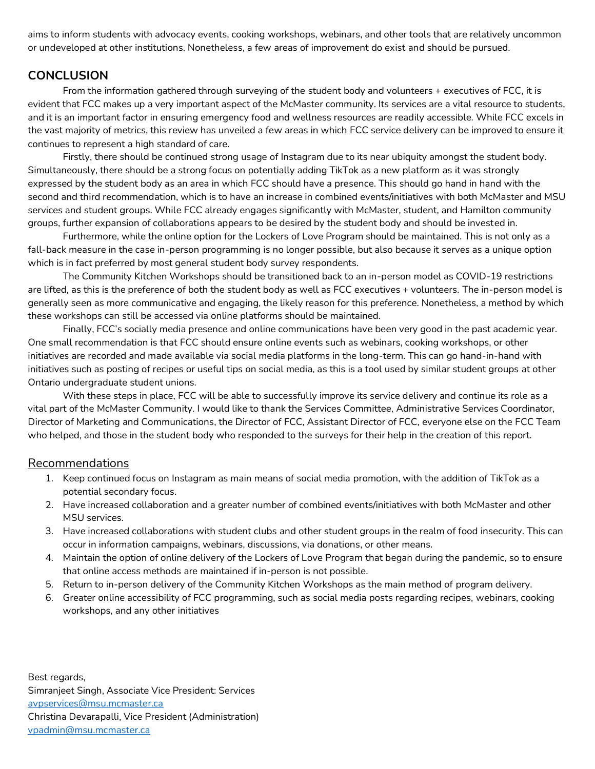aims to inform students with advocacy events, cooking workshops, webinars, and other tools that are relatively uncommon or undeveloped at other institutions. Nonetheless, a few areas of improvement do exist and should be pursued.

## CONCLUSION

From the information gathered through surveying of the student body and volunteers + executives of FCC, it is evident that FCC makes up a very important aspect of the McMaster community. Its services are a vital resource to students, and it is an important factor in ensuring emergency food and wellness resources are readily accessible. While FCC excels in the vast majority of metrics, this review has unveiled a few areas in which FCC service delivery can be improved to ensure it continues to represent a high standard of care.

Firstly, there should be continued strong usage of Instagram due to its near ubiquity amongst the student body. Simultaneously, there should be a strong focus on potentially adding TikTok as a new platform as it was strongly expressed by the student body as an area in which FCC should have a presence. This should go hand in hand with the second and third recommendation, which is to have an increase in combined events/initiatives with both McMaster and MSU services and student groups. While FCC already engages significantly with McMaster, student, and Hamilton community groups, further expansion of collaborations appears to be desired by the student body and should be invested in.

Furthermore, while the online option for the Lockers of Love Program should be maintained. This is not only as a fall-back measure in the case in-person programming is no longer possible, but also because it serves as a unique option which is in fact preferred by most general student body survey respondents.

The Community Kitchen Workshops should be transitioned back to an in-person model as COVID-19 restrictions are lifted, as this is the preference of both the student body as well as FCC executives + volunteers. The in-person model is generally seen as more communicative and engaging, the likely reason for this preference. Nonetheless, a method by which these workshops can still be accessed via online platforms should be maintained.

Finally, FCC's socially media presence and online communications have been very good in the past academic year. One small recommendation is that FCC should ensure online events such as webinars, cooking workshops, or other initiatives are recorded and made available via social media platforms in the long-term. This can go hand-in-hand with initiatives such as posting of recipes or useful tips on social media, as this is a tool used by similar student groups at other Ontario undergraduate student unions.

With these steps in place, FCC will be able to successfully improve its service delivery and continue its role as a vital part of the McMaster Community. I would like to thank the Services Committee, Administrative Services Coordinator, Director of Marketing and Communications, the Director of FCC, Assistant Director of FCC, everyone else on the FCC Team who helped, and those in the student body who responded to the surveys for their help in the creation of this report.

### Recommendations

1. Keep continued focus on Instagram as main means of social media promotion, with the addition of TikTok as a potential secondary focus.
2. Have increased collaboration and a greater number of combined events/initiatives with both McMaster and other MSU services.
3. Have increased collaborations with student clubs and other student groups in the realm of food insecurity. This can occur in information campaigns, webinars, discussions, via donations, or other means.
4. Maintain the option of online delivery of the Lockers of Love Program that began during the pandemic, so to ensure that online access methods are maintained if in-person is not possible.
5. Return to in-person delivery of the Community Kitchen Workshops as the main method of program delivery.
6. Greater online accessibility of FCC programming, such as social media posts regarding recipes, webinars, cooking workshops, and any other initiatives

Best regards,
Simranjeet Singh, Associate Vice President: Services
avpservices@msu.mcmaster.ca
Christina Devarapalli, Vice President (Administration)
vpadmin@msu.mcmaster.ca